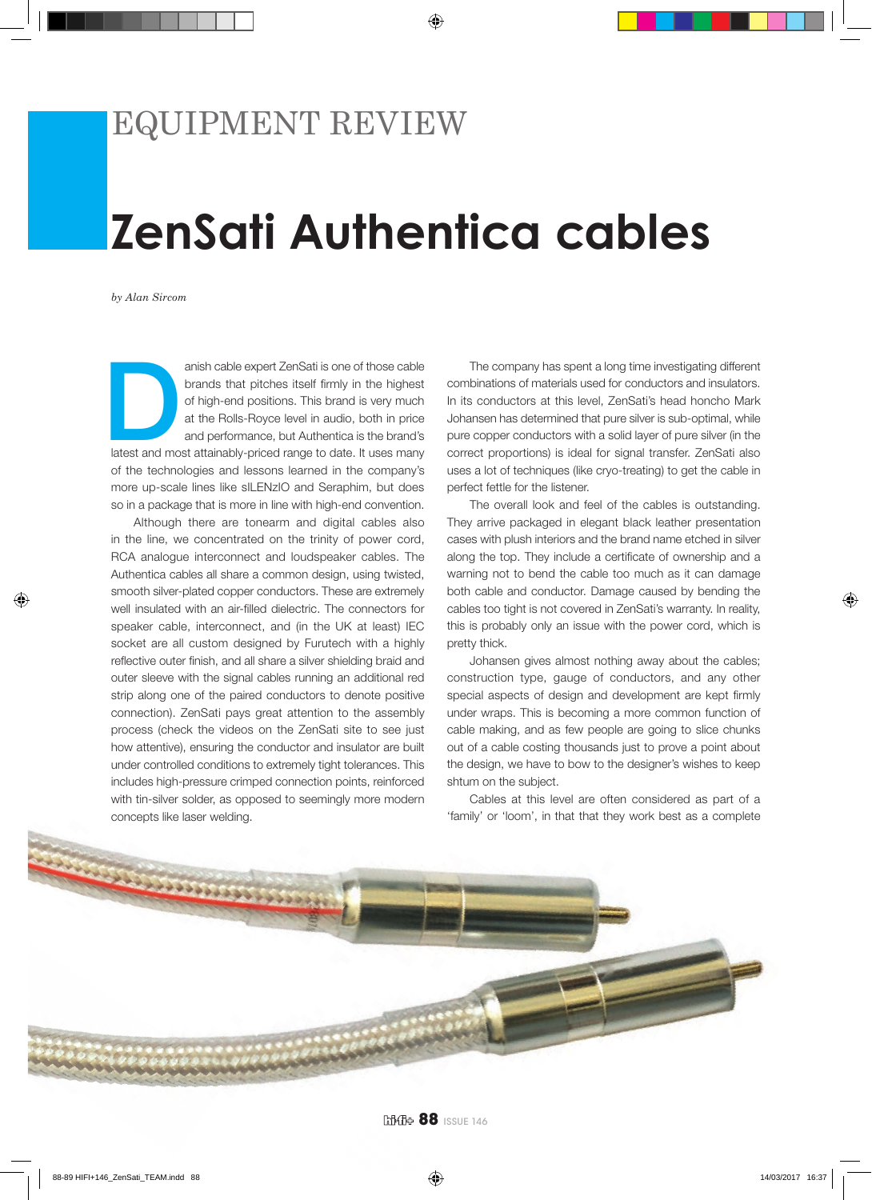# EQUIPMENT REVIEW

# ZenSati Authentica cables

*by Alan Sircom*

Danish cable expert ZenSati is one of those cable brands that pitches itself firmly in the highest of high-end positions. This brand is very much at the Rolls-Royce level in audio, both in price and performance, but Authentica is the brand's latest and most attainably-priced range to date. It uses many of the technologies and lessons learned in the company's more up-scale lines like sILENzIO and Seraphim, but does so in a package that is more in line with high-end convention.

Although there are tonearm and digital cables also in the line, we concentrated on the trinity of power cord, RCA analogue interconnect and loudspeaker cables. The Authentica cables all share a common design, using twisted, smooth silver-plated copper conductors. These are extremely well insulated with an air-filled dielectric. The connectors for speaker cable, interconnect, and (in the UK at least) IEC socket are all custom designed by Furutech with a highly reflective outer finish, and all share a silver shielding braid and outer sleeve with the signal cables running an additional red strip along one of the paired conductors to denote positive connection). ZenSati pays great attention to the assembly process (check the videos on the ZenSati site to see just how attentive), ensuring the conductor and insulator are built under controlled conditions to extremely tight tolerances. This includes high-pressure crimped connection points, reinforced with tin-silver solder, as opposed to seemingly more modern concepts like laser welding.

The company has spent a long time investigating different combinations of materials used for conductors and insulators. In its conductors at this level, ZenSati's head honcho Mark Johansen has determined that pure silver is sub-optimal, while pure copper conductors with a solid layer of pure silver (in the correct proportions) is ideal for signal transfer. ZenSati also uses a lot of techniques (like cryo-treating) to get the cable in perfect fettle for the listener.

The overall look and feel of the cables is outstanding. They arrive packaged in elegant black leather presentation cases with plush interiors and the brand name etched in silver along the top. They include a certificate of ownership and a warning not to bend the cable too much as it can damage both cable and conductor. Damage caused by bending the cables too tight is not covered in ZenSati's warranty. In reality, this is probably only an issue with the power cord, which is pretty thick.

Johansen gives almost nothing away about the cables; construction type, gauge of conductors, and any other special aspects of design and development are kept firmly under wraps. This is becoming a more common function of cable making, and as few people are going to slice chunks out of a cable costing thousands just to prove a point about the design, we have to bow to the designer's wishes to keep shtum on the subject.

Cables at this level are often considered as part of a 'family' or 'loom', in that that they work best as a complete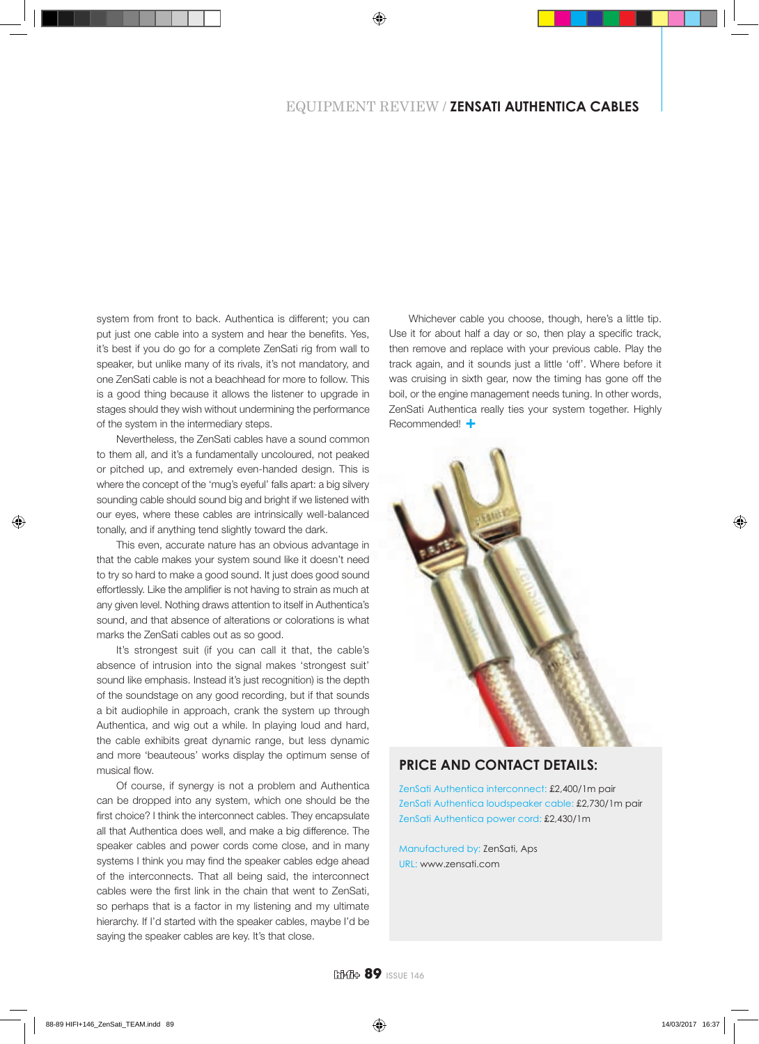system from front to back. Authentica is different; you can put just one cable into a system and hear the benefits. Yes, it's best if you do go for a complete ZenSati rig from wall to speaker, but unlike many of its rivals, it's not mandatory, and one ZenSati cable is not a beachhead for more to follow. This is a good thing because it allows the listener to upgrade in stages should they wish without undermining the performance of the system in the intermediary steps.

Nevertheless, the ZenSati cables have a sound common to them all, and it's a fundamentally uncoloured, not peaked or pitched up, and extremely even-handed design. This is where the concept of the 'mug's eyeful' falls apart: a big silvery sounding cable should sound big and bright if we listened with our eyes, where these cables are intrinsically well-balanced tonally, and if anything tend slightly toward the dark.

This even, accurate nature has an obvious advantage in that the cable makes your system sound like it doesn't need to try so hard to make a good sound. It just does good sound effortlessly. Like the amplifier is not having to strain as much at any given level. Nothing draws attention to itself in Authentica's sound, and that absence of alterations or colorations is what marks the ZenSati cables out as so good.

It's strongest suit (if you can call it that, the cable's absence of intrusion into the signal makes 'strongest suit' sound like emphasis. Instead it's just recognition) is the depth of the soundstage on any good recording, but if that sounds a bit audiophile in approach, crank the system up through Authentica, and wig out a while. In playing loud and hard, the cable exhibits great dynamic range, but less dynamic and more 'beauteous' works display the optimum sense of musical flow.

Of course, if synergy is not a problem and Authentica can be dropped into any system, which one should be the first choice? I think the interconnect cables. They encapsulate all that Authentica does well, and make a big difference. The speaker cables and power cords come close, and in many systems I think you may find the speaker cables edge ahead of the interconnects. That all being said, the interconnect cables were the first link in the chain that went to ZenSati, so perhaps that is a factor in my listening and my ultimate hierarchy. If I'd started with the speaker cables, maybe I'd be saying the speaker cables are key. It's that close.

Whichever cable you choose, though, here's a little tip. Use it for about half a day or so, then play a specific track, then remove and replace with your previous cable. Play the track again, and it sounds just a little 'off'. Where before it was cruising in sixth gear, now the timing has gone off the boil, or the engine management needs tuning. In other words, ZenSati Authentica really ties your system together. Highly Recommended! +

## PRICE AND CONTACT DETAILS:

ZenSati Authentica interconnect: £2,400/1m pair
ZenSati Authentica loudspeaker cable: £2,730/1m pair
ZenSati Authentica power cord: £2,430/1m

Manufactured by: ZenSati, Aps
URL: www.zensati.com